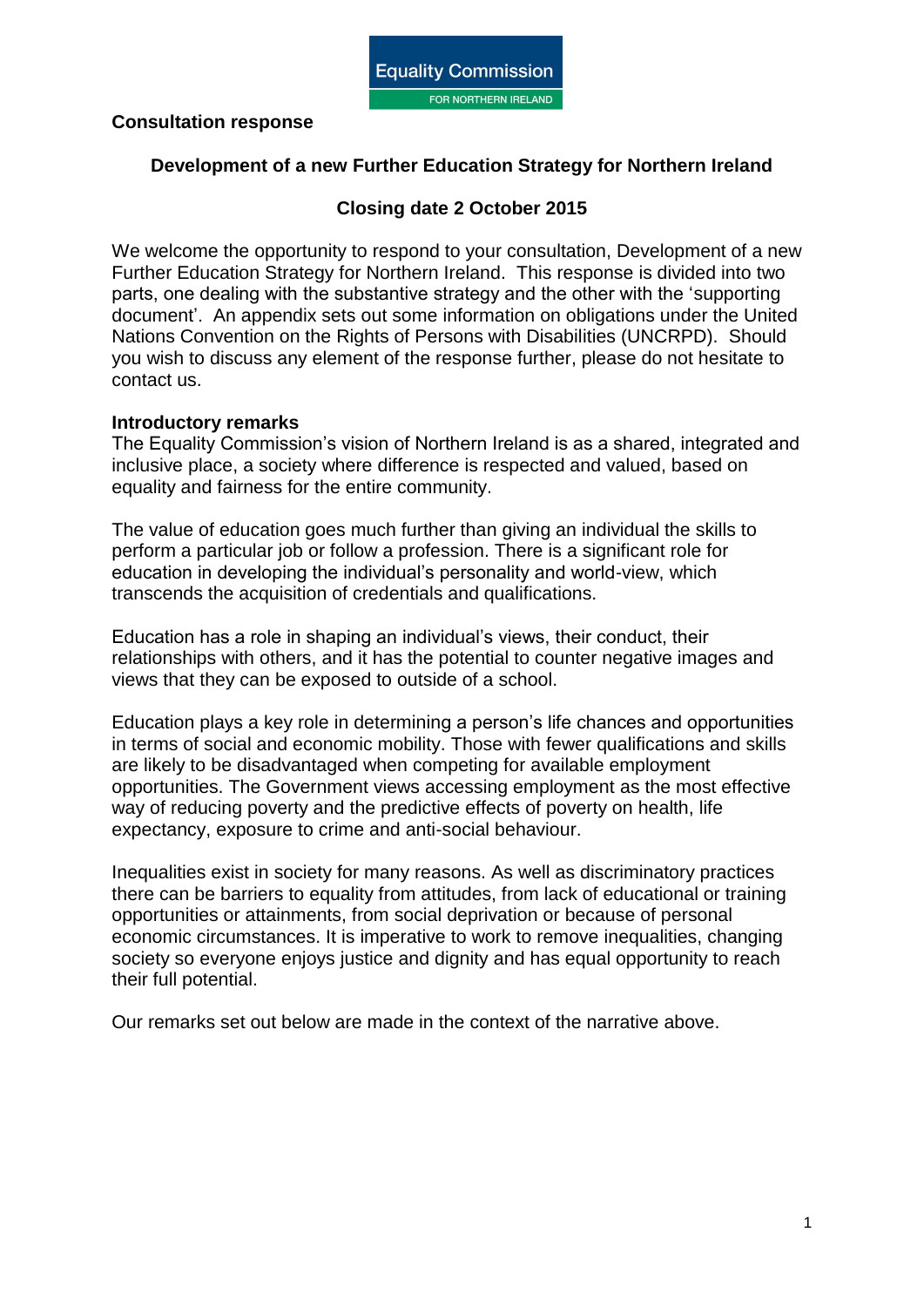Equality Commission

FOR NORTHERN IRELAND

**Consultation response**

## Development of a new Further Education Strategy for Northern Ireland

### Closing date 2 October 2015

We welcome the opportunity to respond to your consultation, Development of a new Further Education Strategy for Northern Ireland. This response is divided into two parts, one dealing with the substantive strategy and the other with the 'supporting document'. An appendix sets out some information on obligations under the United Nations Convention on the Rights of Persons with Disabilities (UNCRPD). Should you wish to discuss any element of the response further, please do not hesitate to contact us.

**Introductory remarks**

The Equality Commission's vision of Northern Ireland is as a shared, integrated and inclusive place, a society where difference is respected and valued, based on equality and fairness for the entire community.

The value of education goes much further than giving an individual the skills to perform a particular job or follow a profession. There is a significant role for education in developing the individual's personality and world-view, which transcends the acquisition of credentials and qualifications.

Education has a role in shaping an individual's views, their conduct, their relationships with others, and it has the potential to counter negative images and views that they can be exposed to outside of a school.

Education plays a key role in determining a person's life chances and opportunities in terms of social and economic mobility. Those with fewer qualifications and skills are likely to be disadvantaged when competing for available employment opportunities. The Government views accessing employment as the most effective way of reducing poverty and the predictive effects of poverty on health, life expectancy, exposure to crime and anti-social behaviour.

Inequalities exist in society for many reasons. As well as discriminatory practices there can be barriers to equality from attitudes, from lack of educational or training opportunities or attainments, from social deprivation or because of personal economic circumstances. It is imperative to work to remove inequalities, changing society so everyone enjoys justice and dignity and has equal opportunity to reach their full potential.

Our remarks set out below are made in the context of the narrative above.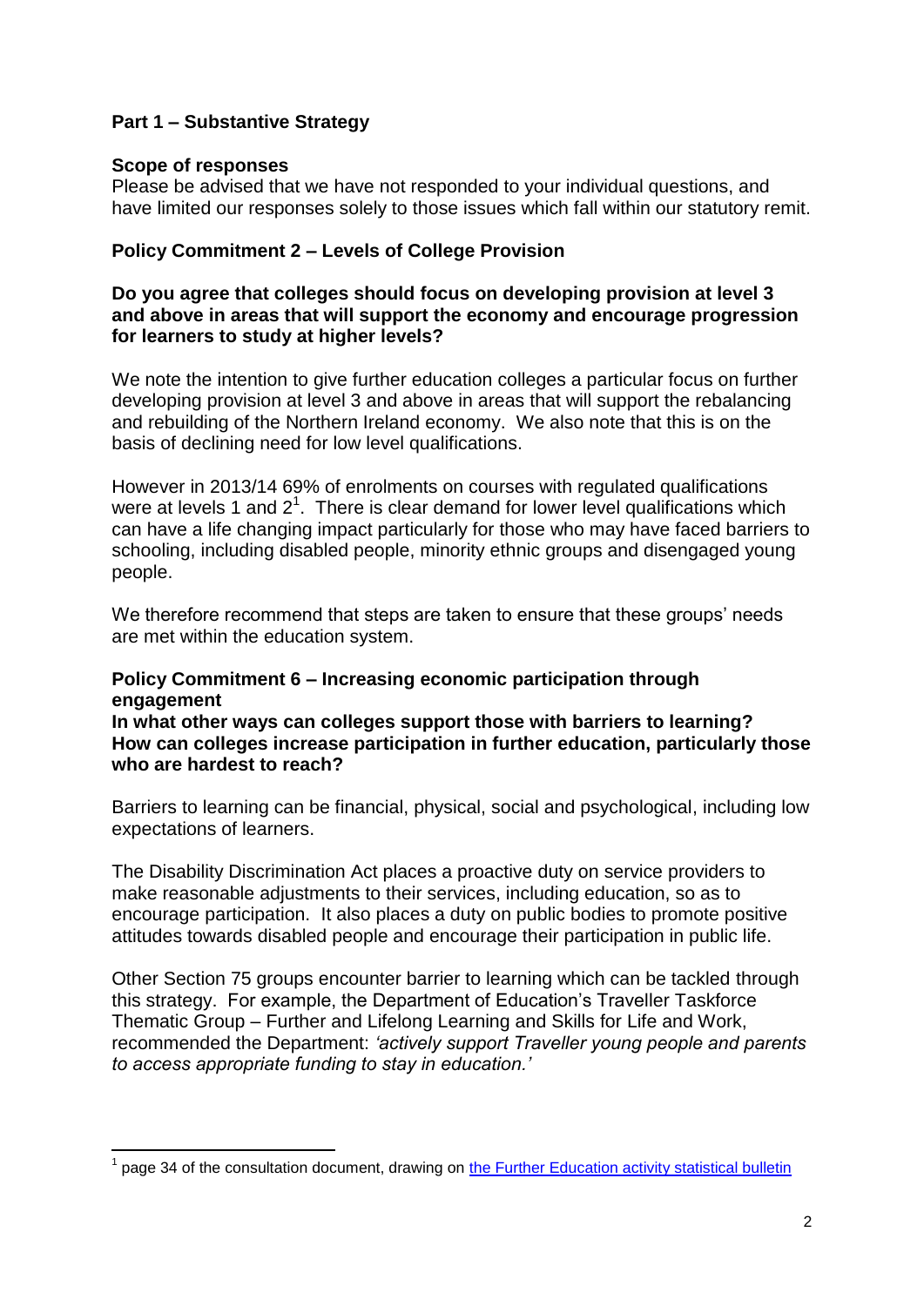## Part 1 – Substantive Strategy

### Scope of responses

Please be advised that we have not responded to your individual questions, and have limited our responses solely to those issues which fall within our statutory remit.

### Policy Commitment 2 – Levels of College Provision

**Do you agree that colleges should focus on developing provision at level 3 and above in areas that will support the economy and encourage progression for learners to study at higher levels?**

We note the intention to give further education colleges a particular focus on further developing provision at level 3 and above in areas that will support the rebalancing and rebuilding of the Northern Ireland economy. We also note that this is on the basis of declining need for low level qualifications.

However in 2013/14 69% of enrolments on courses with regulated qualifications were at levels 1 and 2[1]. There is clear demand for lower level qualifications which can have a life changing impact particularly for those who may have faced barriers to schooling, including disabled people, minority ethnic groups and disengaged young people.

We therefore recommend that steps are taken to ensure that these groups' needs are met within the education system.

### Policy Commitment 6 – Increasing economic participation through engagement

**In what other ways can colleges support those with barriers to learning? How can colleges increase participation in further education, particularly those who are hardest to reach?**

Barriers to learning can be financial, physical, social and psychological, including low expectations of learners.

The Disability Discrimination Act places a proactive duty on service providers to make reasonable adjustments to their services, including education, so as to encourage participation. It also places a duty on public bodies to promote positive attitudes towards disabled people and encourage their participation in public life.

Other Section 75 groups encounter barrier to learning which can be tackled through this strategy. For example, the Department of Education's Traveller Taskforce Thematic Group – Further and Lifelong Learning and Skills for Life and Work, recommended the Department: *'actively support Traveller young people and parents to access appropriate funding to stay in education.'*

---

[1] page 34 of the consultation document, drawing on the Further Education activity statistical bulletin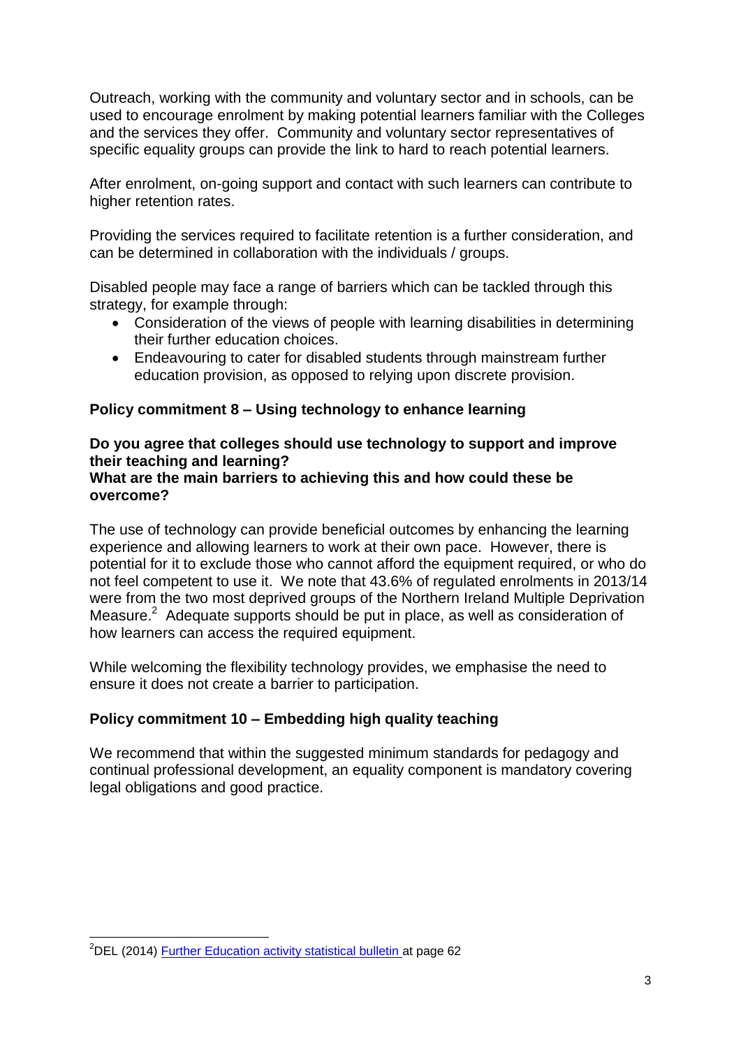Outreach, working with the community and voluntary sector and in schools, can be used to encourage enrolment by making potential learners familiar with the Colleges and the services they offer. Community and voluntary sector representatives of specific equality groups can provide the link to hard to reach potential learners.

After enrolment, on-going support and contact with such learners can contribute to higher retention rates.

Providing the services required to facilitate retention is a further consideration, and can be determined in collaboration with the individuals / groups.

Disabled people may face a range of barriers which can be tackled through this strategy, for example through:

- Consideration of the views of people with learning disabilities in determining their further education choices.
- Endeavouring to cater for disabled students through mainstream further education provision, as opposed to relying upon discrete provision.

**Policy commitment 8 – Using technology to enhance learning**

**Do you agree that colleges should use technology to support and improve their teaching and learning?**
**What are the main barriers to achieving this and how could these be overcome?**

The use of technology can provide beneficial outcomes by enhancing the learning experience and allowing learners to work at their own pace. However, there is potential for it to exclude those who cannot afford the equipment required, or who do not feel competent to use it. We note that 43.6% of regulated enrolments in 2013/14 were from the two most deprived groups of the Northern Ireland Multiple Deprivation Measure.[2] Adequate supports should be put in place, as well as consideration of how learners can access the required equipment.

While welcoming the flexibility technology provides, we emphasise the need to ensure it does not create a barrier to participation.

**Policy commitment 10 – Embedding high quality teaching**

We recommend that within the suggested minimum standards for pedagogy and continual professional development, an equality component is mandatory covering legal obligations and good practice.

[2] DEL (2014) Further Education activity statistical bulletin at page 62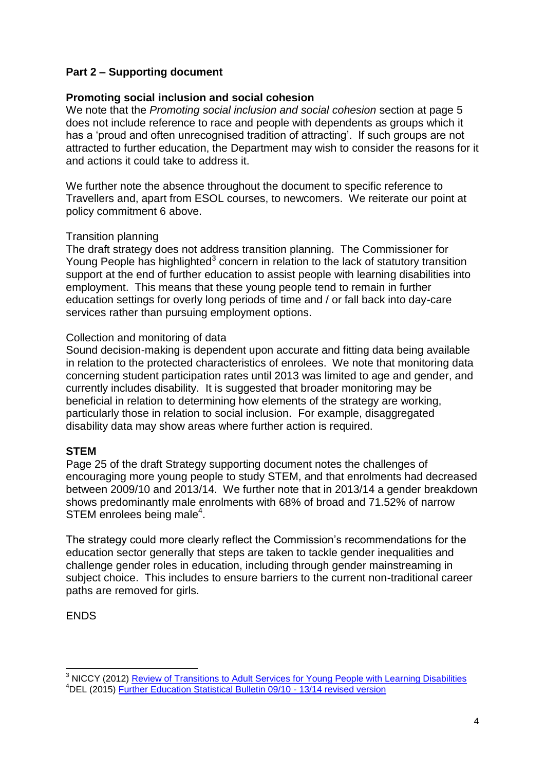## Part 2 – Supporting document

### Promoting social inclusion and social cohesion

We note that the *Promoting social inclusion and social cohesion* section at page 5 does not include reference to race and people with dependents as groups which it has a 'proud and often unrecognised tradition of attracting'. If such groups are not attracted to further education, the Department may wish to consider the reasons for it and actions it could take to address it.

We further note the absence throughout the document to specific reference to Travellers and, apart from ESOL courses, to newcomers. We reiterate our point at policy commitment 6 above.

Transition planning

The draft strategy does not address transition planning. The Commissioner for Young People has highlighted[3] concern in relation to the lack of statutory transition support at the end of further education to assist people with learning disabilities into employment. This means that these young people tend to remain in further education settings for overly long periods of time and / or fall back into day-care services rather than pursuing employment options.

Collection and monitoring of data

Sound decision-making is dependent upon accurate and fitting data being available in relation to the protected characteristics of enrolees. We note that monitoring data concerning student participation rates until 2013 was limited to age and gender, and currently includes disability. It is suggested that broader monitoring may be beneficial in relation to determining how elements of the strategy are working, particularly those in relation to social inclusion. For example, disaggregated disability data may show areas where further action is required.

### STEM

Page 25 of the draft Strategy supporting document notes the challenges of encouraging more young people to study STEM, and that enrolments had decreased between 2009/10 and 2013/14. We further note that in 2013/14 a gender breakdown shows predominantly male enrolments with 68% of broad and 71.52% of narrow STEM enrolees being male[4].

The strategy could more clearly reflect the Commission's recommendations for the education sector generally that steps are taken to tackle gender inequalities and challenge gender roles in education, including through gender mainstreaming in subject choice. This includes to ensure barriers to the current non-traditional career paths are removed for girls.

ENDS

---

[3] NICCY (2012) Review of Transitions to Adult Services for Young People with Learning Disabilities

[4] DEL (2015) Further Education Statistical Bulletin 09/10 - 13/14 revised version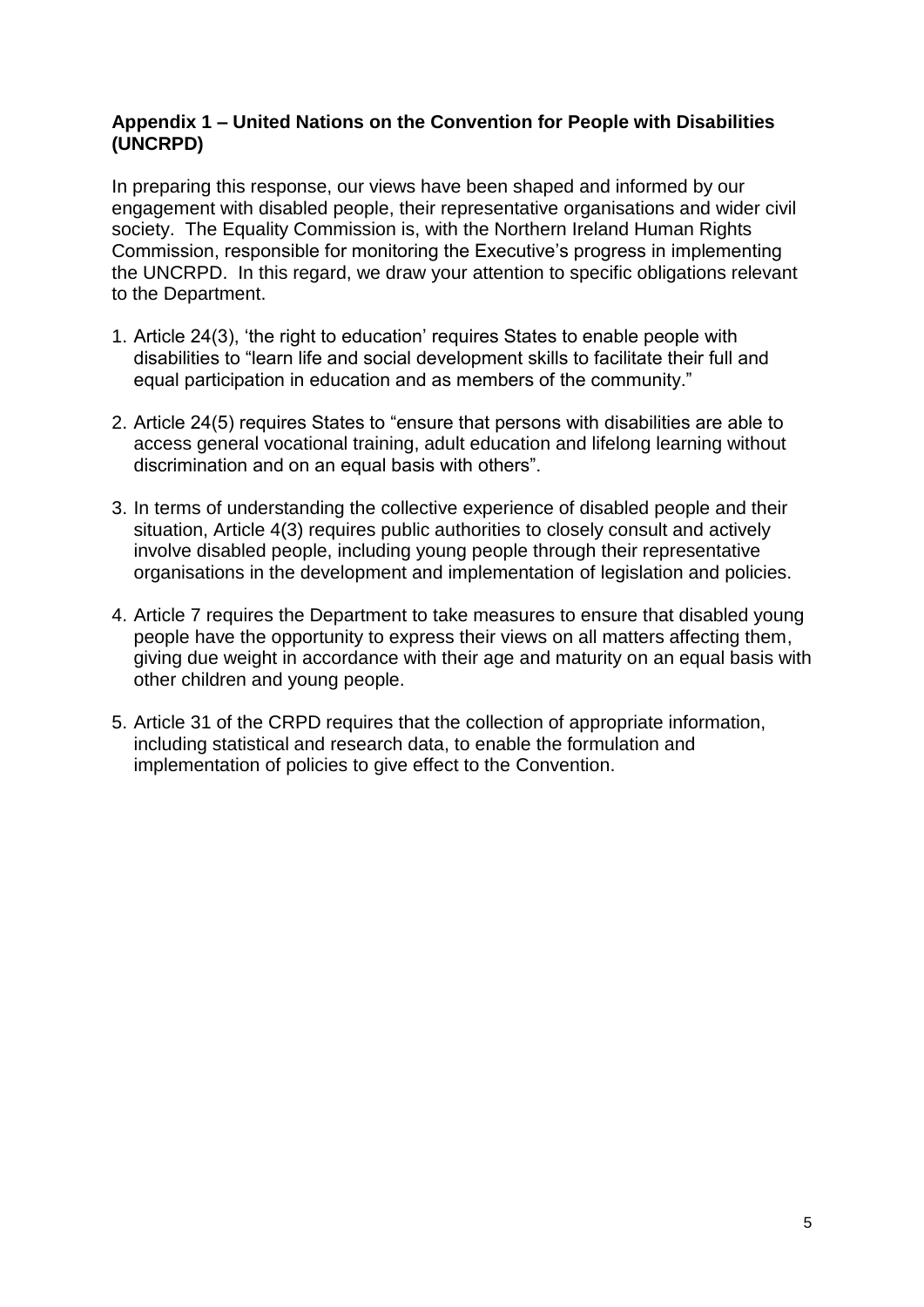## Appendix 1 – United Nations on the Convention for People with Disabilities (UNCRPD)

In preparing this response, our views have been shaped and informed by our engagement with disabled people, their representative organisations and wider civil society. The Equality Commission is, with the Northern Ireland Human Rights Commission, responsible for monitoring the Executive's progress in implementing the UNCRPD. In this regard, we draw your attention to specific obligations relevant to the Department.

1. Article 24(3), 'the right to education' requires States to enable people with disabilities to "learn life and social development skills to facilitate their full and equal participation in education and as members of the community."
2. Article 24(5) requires States to "ensure that persons with disabilities are able to access general vocational training, adult education and lifelong learning without discrimination and on an equal basis with others".
3. In terms of understanding the collective experience of disabled people and their situation, Article 4(3) requires public authorities to closely consult and actively involve disabled people, including young people through their representative organisations in the development and implementation of legislation and policies.
4. Article 7 requires the Department to take measures to ensure that disabled young people have the opportunity to express their views on all matters affecting them, giving due weight in accordance with their age and maturity on an equal basis with other children and young people.
5. Article 31 of the CRPD requires that the collection of appropriate information, including statistical and research data, to enable the formulation and implementation of policies to give effect to the Convention.